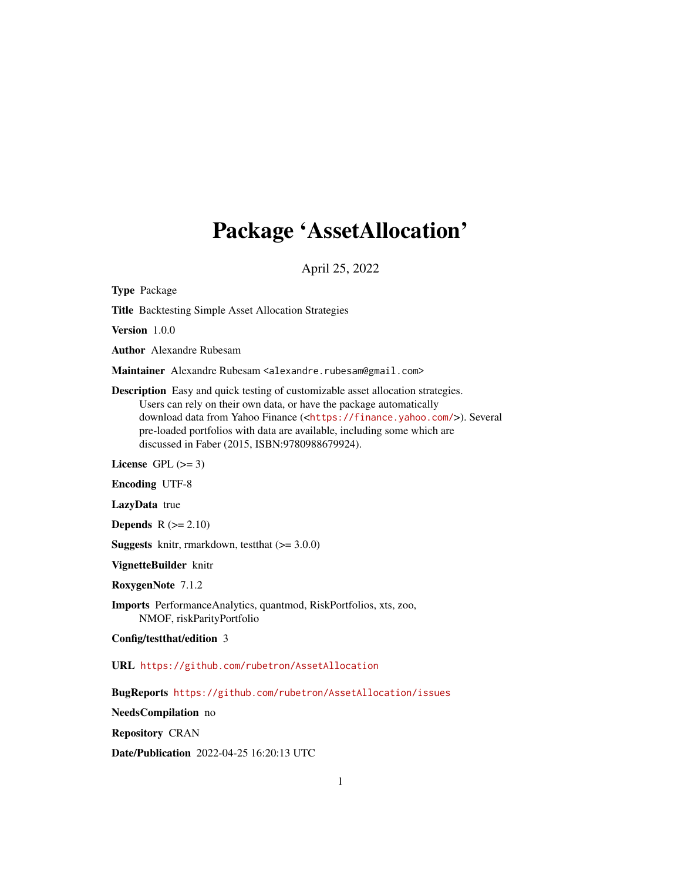# Package 'AssetAllocation'

April 25, 2022

**Type** Package

**Title** Backtesting Simple Asset Allocation Strategies

**Version** 1.0.0

**Author** Alexandre Rubesam

**Maintainer** Alexandre Rubesam <alexandre.rubesam@gmail.com>

**Description** Easy and quick testing of customizable asset allocation strategies. Users can rely on their own data, or have the package automatically download data from Yahoo Finance (<https://finance.yahoo.com/>). Several pre-loaded portfolios with data are available, including some which are discussed in Faber (2015, ISBN:9780988679924).

**License** GPL (>= 3)

**Encoding** UTF-8

**LazyData** true

**Depends** R (>= 2.10)

**Suggests** knitr, rmarkdown, testthat (>= 3.0.0)

**VignetteBuilder** knitr

**RoxygenNote** 7.1.2

**Imports** PerformanceAnalytics, quantmod, RiskPortfolios, xts, zoo, NMOF, riskParityPortfolio

**Config/testthat/edition** 3

**URL** https://github.com/rubetron/AssetAllocation

**BugReports** https://github.com/rubetron/AssetAllocation/issues

**NeedsCompilation** no

**Repository** CRAN

**Date/Publication** 2022-04-25 16:20:13 UTC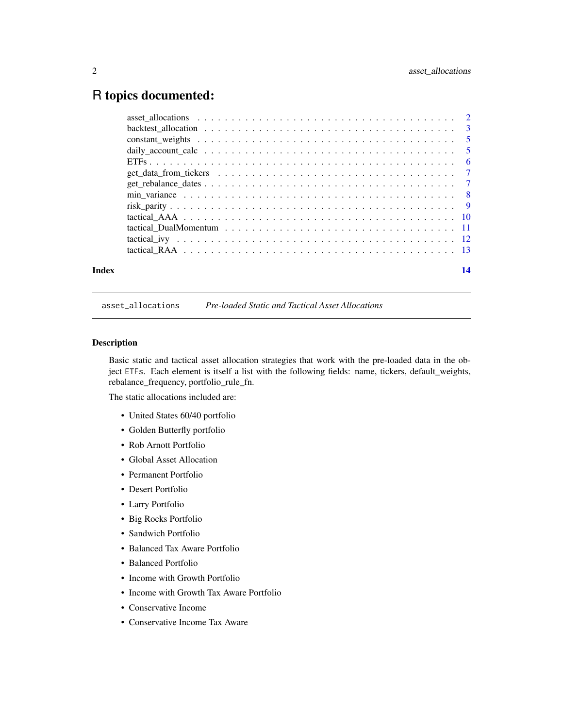# R topics documented:

asset_allocations . . . . . . . . . . . . . . . . . . . . . . . . . . . . . . . . . . . . 2
backtest_allocation . . . . . . . . . . . . . . . . . . . . . . . . . . . . . . . . . . . 3
constant_weights . . . . . . . . . . . . . . . . . . . . . . . . . . . . . . . . . . . . 5
daily_account_calc . . . . . . . . . . . . . . . . . . . . . . . . . . . . . . . . . . . 5
ETFs . . . . . . . . . . . . . . . . . . . . . . . . . . . . . . . . . . . . . . . . . 6
get_data_from_tickers . . . . . . . . . . . . . . . . . . . . . . . . . . . . . . . . . 7
get_rebalance_dates . . . . . . . . . . . . . . . . . . . . . . . . . . . . . . . . . . 7
min_variance . . . . . . . . . . . . . . . . . . . . . . . . . . . . . . . . . . . . . 8
risk_parity . . . . . . . . . . . . . . . . . . . . . . . . . . . . . . . . . . . . . . 9
tactical_AAA . . . . . . . . . . . . . . . . . . . . . . . . . . . . . . . . . . . . . 10
tactical_DualMomentum . . . . . . . . . . . . . . . . . . . . . . . . . . . . . . . . 11
tactical_ivy . . . . . . . . . . . . . . . . . . . . . . . . . . . . . . . . . . . . . 12
tactical_RAA . . . . . . . . . . . . . . . . . . . . . . . . . . . . . . . . . . . . . 13

**Index** **14**

---

`asset_allocations` *Pre-loaded Static and Tactical Asset Allocations*

---

### Description

Basic static and tactical asset allocation strategies that work with the pre-loaded data in the object `ETFs`. Each element is itself a list with the following fields: name, tickers, default_weights, rebalance_frequency, portfolio_rule_fn.

The static allocations included are:

- United States 60/40 portfolio
- Golden Butterfly portfolio
- Rob Arnott Portfolio
- Global Asset Allocation
- Permanent Portfolio
- Desert Portfolio
- Larry Portfolio
- Big Rocks Portfolio
- Sandwich Portfolio
- Balanced Tax Aware Portfolio
- Balanced Portfolio
- Income with Growth Portfolio
- Income with Growth Tax Aware Portfolio
- Conservative Income
- Conservative Income Tax Aware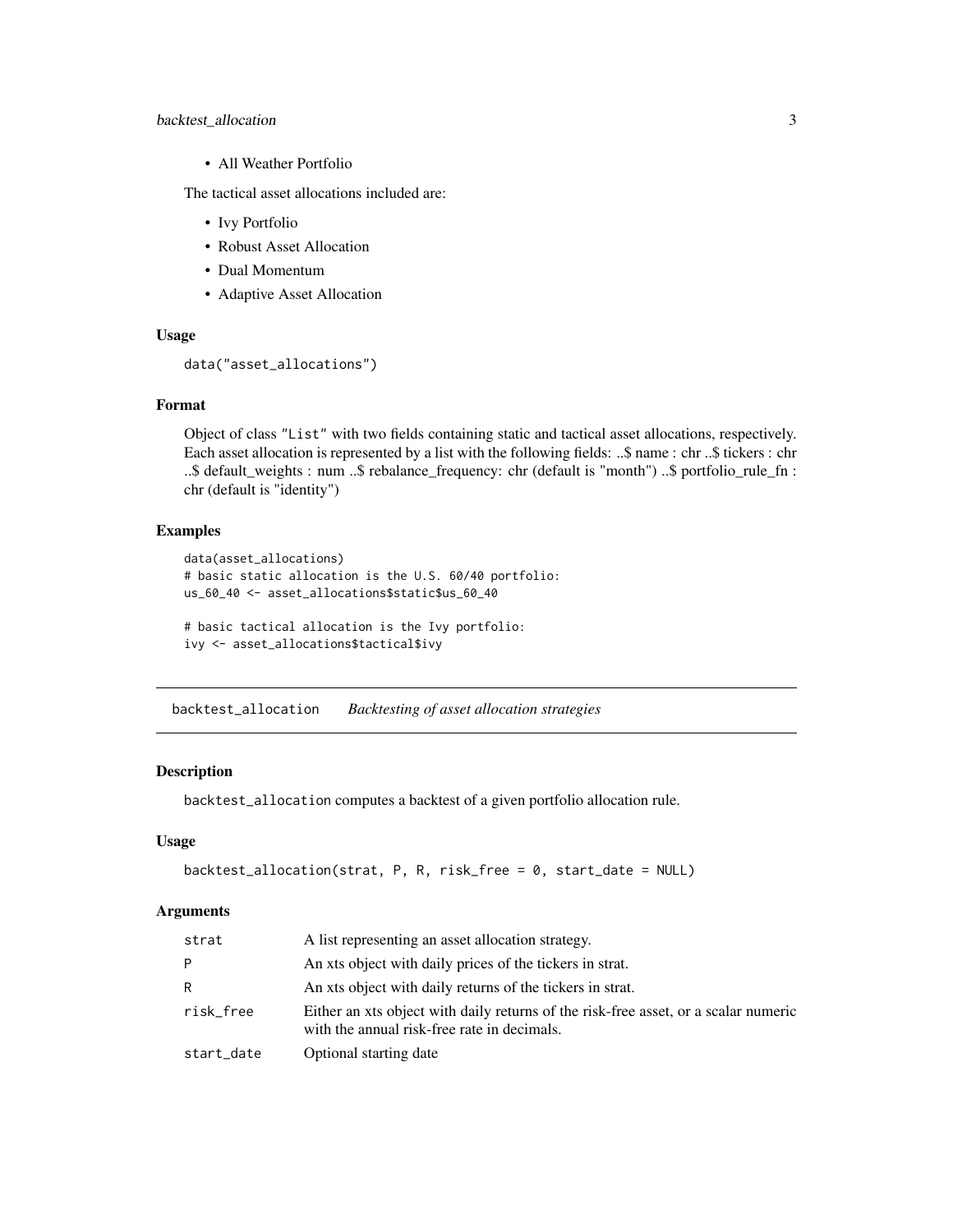- All Weather Portfolio

The tactical asset allocations included are:

- Ivy Portfolio
- Robust Asset Allocation
- Dual Momentum
- Adaptive Asset Allocation

### Usage

```
data("asset_allocations")
```

### Format

Object of class "List" with two fields containing static and tactical asset allocations, respectively. Each asset allocation is represented by a list with the following fields: ..$ name : chr ..$ tickers : chr ..$ default_weights : num ..$ rebalance_frequency: chr (default is "month") ..$ portfolio_rule_fn : chr (default is "identity")

### Examples

```
data(asset_allocations)
# basic static allocation is the U.S. 60/40 portfolio:
us_60_40 <- asset_allocations$static$us_60_40

# basic tactical allocation is the Ivy portfolio:
ivy <- asset_allocations$tactical$ivy
```

---

## backtest_allocation    *Backtesting of asset allocation strategies*

---

### Description

backtest_allocation computes a backtest of a given portfolio allocation rule.

### Usage

```
backtest_allocation(strat, P, R, risk_free = 0, start_date = NULL)
```

### Arguments

| | |
|---|---|
| strat | A list representing an asset allocation strategy. |
| P | An xts object with daily prices of the tickers in strat. |
| R | An xts object with daily returns of the tickers in strat. |
| risk_free | Either an xts object with daily returns of the risk-free asset, or a scalar numeric with the annual risk-free rate in decimals. |
| start_date | Optional starting date |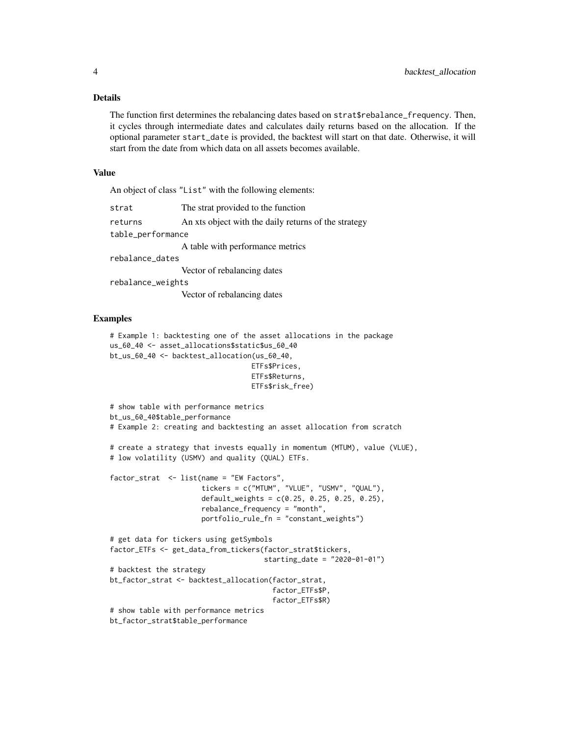## Details

The function first determines the rebalancing dates based on `strat$rebalance_frequency`. Then, it cycles through intermediate dates and calculates daily returns based on the allocation. If the optional parameter `start_date` is provided, the backtest will start on that date. Otherwise, it will start from the date from which data on all assets becomes available.

## Value

An object of class "List" with the following elements:

- `strat` The strat provided to the function
- `returns` An xts object with the daily returns of the strategy
- `table_performance` A table with performance metrics
- `rebalance_dates` Vector of rebalancing dates
- `rebalance_weights` Vector of rebalancing dates

## Examples

```
# Example 1: backtesting one of the asset allocations in the package
us_60_40 <- asset_allocations$static$us_60_40
bt_us_60_40 <- backtest_allocation(us_60_40,
                                   ETFs$Prices,
                                   ETFs$Returns,
                                   ETFs$risk_free)

# show table with performance metrics
bt_us_60_40$table_performance
# Example 2: creating and backtesting an asset allocation from scratch

# create a strategy that invests equally in momentum (MTUM), value (VLUE),
# low volatility (USMV) and quality (QUAL) ETFs.

factor_strat  <- list(name = "EW Factors",
                      tickers = c("MTUM", "VLUE", "USMV", "QUAL"),
                      default_weights = c(0.25, 0.25, 0.25, 0.25),
                      rebalance_frequency = "month",
                      portfolio_rule_fn = "constant_weights")

# get data for tickers using getSymbols
factor_ETFs <- get_data_from_tickers(factor_strat$tickers,
                                     starting_date = "2020-01-01")
# backtest the strategy
bt_factor_strat <- backtest_allocation(factor_strat,
                                       factor_ETFs$P,
                                       factor_ETFs$R)
# show table with performance metrics
bt_factor_strat$table_performance
```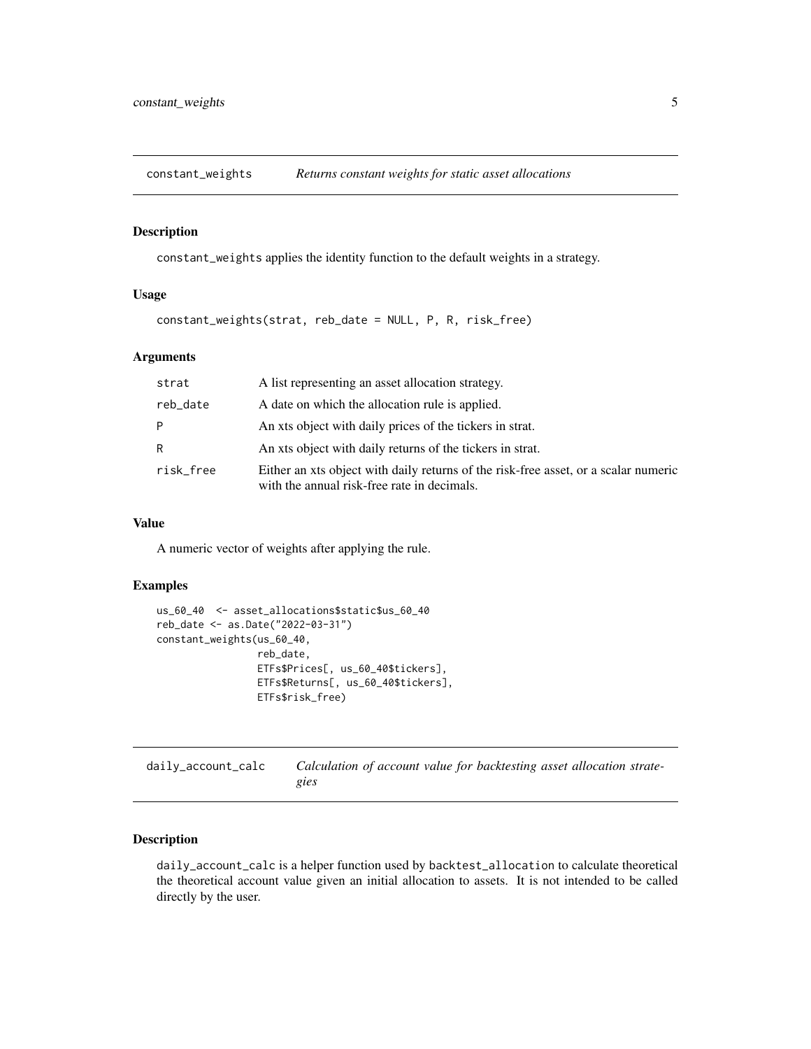## constant_weights — *Returns constant weights for static asset allocations*

### Description

constant_weights applies the identity function to the default weights in a strategy.

### Usage

```
constant_weights(strat, reb_date = NULL, P, R, risk_free)
```

### Arguments

| | |
|---|---|
| strat | A list representing an asset allocation strategy. |
| reb_date | A date on which the allocation rule is applied. |
| P | An xts object with daily prices of the tickers in strat. |
| R | An xts object with daily returns of the tickers in strat. |
| risk_free | Either an xts object with daily returns of the risk-free asset, or a scalar numeric with the annual risk-free rate in decimals. |

### Value

A numeric vector of weights after applying the rule.

### Examples

```
us_60_40  <- asset_allocations$static$us_60_40
reb_date <- as.Date("2022-03-31")
constant_weights(us_60_40,
                 reb_date,
                 ETFs$Prices[, us_60_40$tickers],
                 ETFs$Returns[, us_60_40$tickers],
                 ETFs$risk_free)
```

## daily_account_calc — *Calculation of account value for backtesting asset allocation strategies*

### Description

daily_account_calc is a helper function used by backtest_allocation to calculate theoretical the theoretical account value given an initial allocation to assets. It is not intended to be called directly by the user.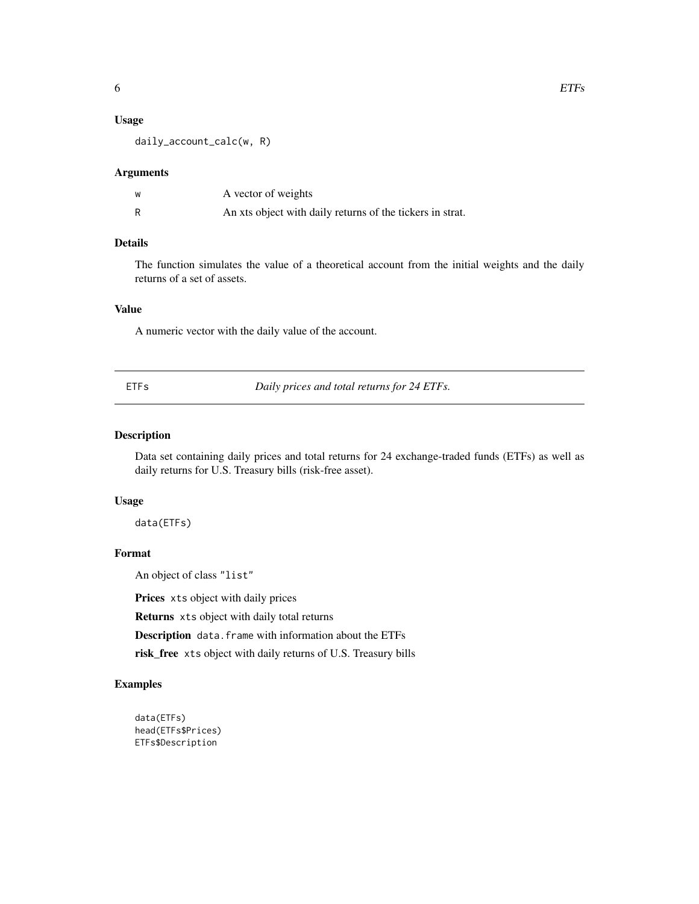### Usage

```
daily_account_calc(w, R)
```

### Arguments

| | |
|---|---|
| w | A vector of weights |
| R | An xts object with daily returns of the tickers in strat. |

### Details

The function simulates the value of a theoretical account from the initial weights and the daily returns of a set of assets.

### Value

A numeric vector with the daily value of the account.

---

## ETFs — *Daily prices and total returns for 24 ETFs.*

---

### Description

Data set containing daily prices and total returns for 24 exchange-traded funds (ETFs) as well as daily returns for U.S. Treasury bills (risk-free asset).

### Usage

```
data(ETFs)
```

### Format

An object of class "list"

**Prices** `xts` object with daily prices

**Returns** `xts` object with daily total returns

**Description** `data.frame` with information about the ETFs

**risk_free** `xts` object with daily returns of U.S. Treasury bills

### Examples

```
data(ETFs)
head(ETFs$Prices)
ETFs$Description
```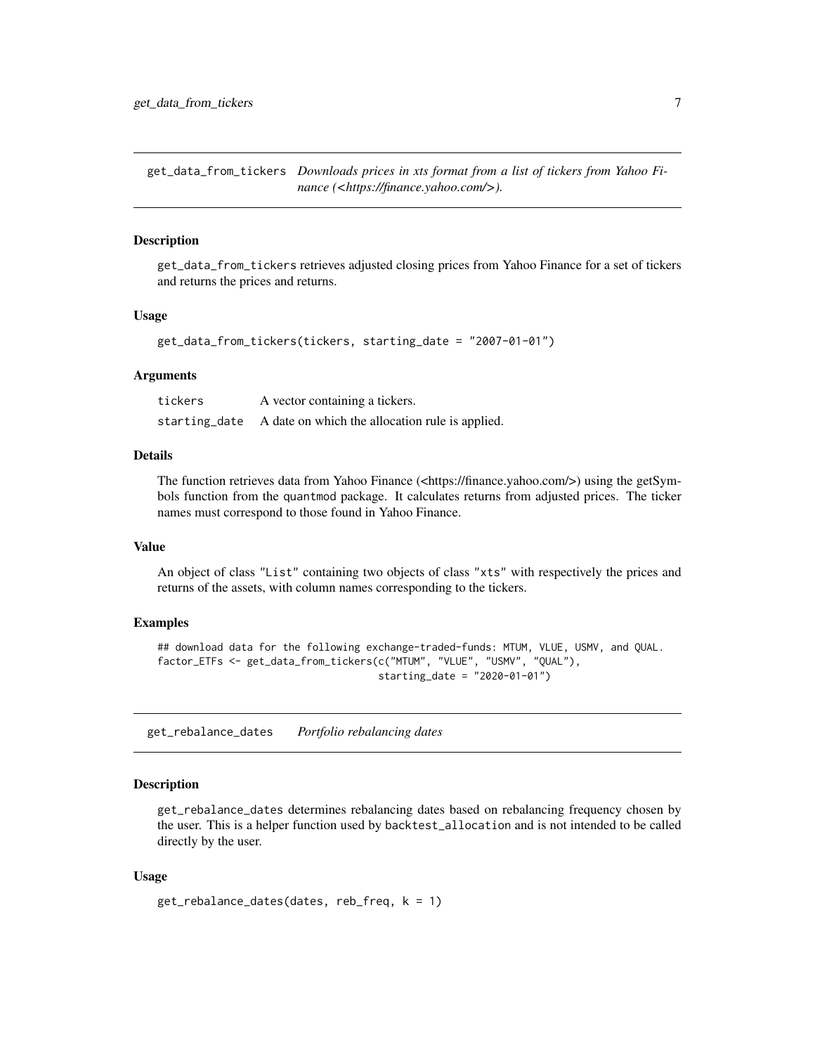## get_data_from_tickers *Downloads prices in xts format from a list of tickers from Yahoo Finance (<https://finance.yahoo.com/>).*

### Description

`get_data_from_tickers` retrieves adjusted closing prices from Yahoo Finance for a set of tickers and returns the prices and returns.

### Usage

```
get_data_from_tickers(tickers, starting_date = "2007-01-01")
```

### Arguments

| | |
|---|---|
| `tickers` | A vector containing a tickers. |
| `starting_date` | A date on which the allocation rule is applied. |

### Details

The function retrieves data from Yahoo Finance (<https://finance.yahoo.com/>) using the getSymbols function from the `quantmod` package. It calculates returns from adjusted prices. The ticker names must correspond to those found in Yahoo Finance.

### Value

An object of class "List" containing two objects of class "xts" with respectively the prices and returns of the assets, with column names corresponding to the tickers.

### Examples

```
## download data for the following exchange-traded-funds: MTUM, VLUE, USMV, and QUAL.
factor_ETFs <- get_data_from_tickers(c("MTUM", "VLUE", "USMV", "QUAL"),
                                     starting_date = "2020-01-01")
```

## get_rebalance_dates *Portfolio rebalancing dates*

### Description

`get_rebalance_dates` determines rebalancing dates based on rebalancing frequency chosen by the user. This is a helper function used by `backtest_allocation` and is not intended to be called directly by the user.

### Usage

```
get_rebalance_dates(dates, reb_freq, k = 1)
```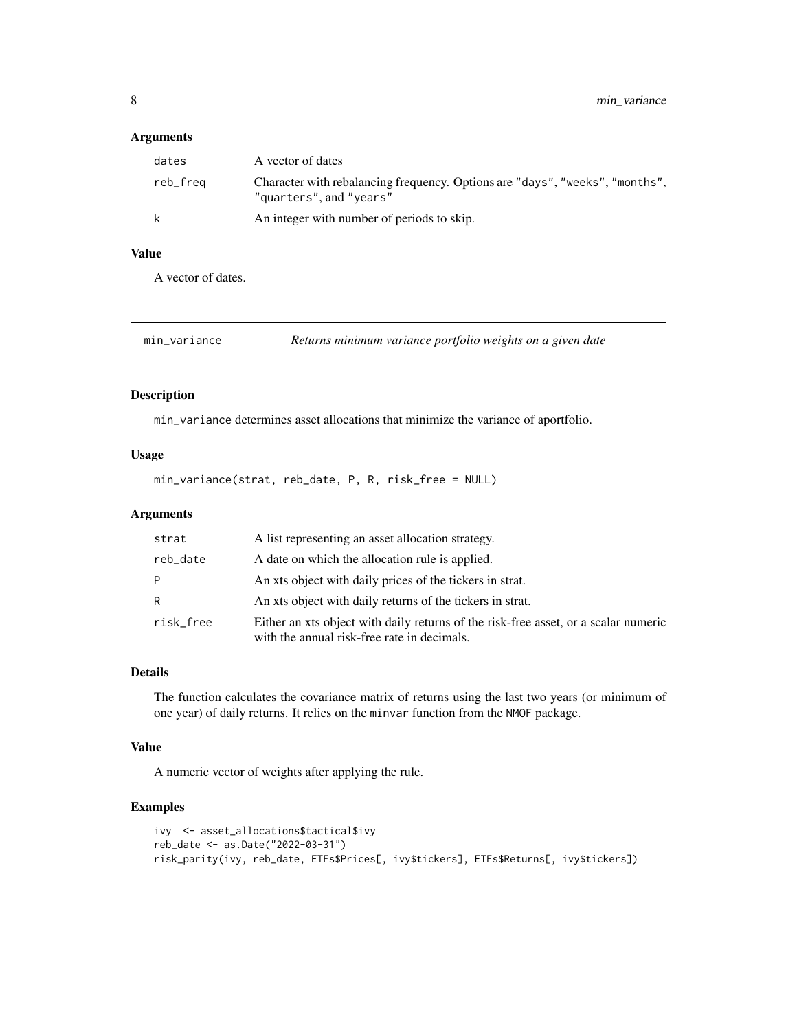### Arguments

| | |
|---|---|
| dates | A vector of dates |
| reb_freq | Character with rebalancing frequency. Options are "days", "weeks", "months", "quarters", and "years" |
| k | An integer with number of periods to skip. |

### Value

A vector of dates.

---

## min_variance — *Returns minimum variance portfolio weights on a given date*

---

### Description

min_variance determines asset allocations that minimize the variance of aportfolio.

### Usage

```
min_variance(strat, reb_date, P, R, risk_free = NULL)
```

### Arguments

| | |
|---|---|
| strat | A list representing an asset allocation strategy. |
| reb_date | A date on which the allocation rule is applied. |
| P | An xts object with daily prices of the tickers in strat. |
| R | An xts object with daily returns of the tickers in strat. |
| risk_free | Either an xts object with daily returns of the risk-free asset, or a scalar numeric with the annual risk-free rate in decimals. |

### Details

The function calculates the covariance matrix of returns using the last two years (or minimum of one year) of daily returns. It relies on the minvar function from the NMOF package.

### Value

A numeric vector of weights after applying the rule.

### Examples

```
ivy <- asset_allocations$tactical$ivy
reb_date <- as.Date("2022-03-31")
risk_parity(ivy, reb_date, ETFs$Prices[, ivy$tickers], ETFs$Returns[, ivy$tickers])
```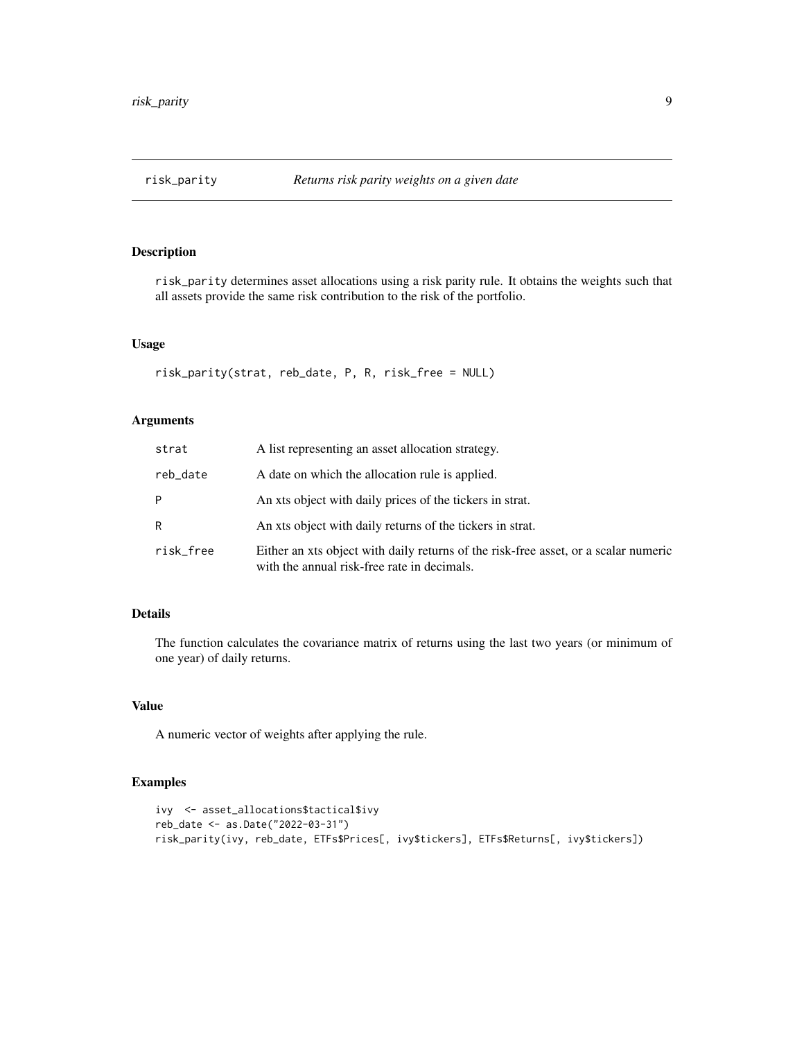# risk_parity — *Returns risk parity weights on a given date*

## Description

risk_parity determines asset allocations using a risk parity rule. It obtains the weights such that all assets provide the same risk contribution to the risk of the portfolio.

## Usage

```
risk_parity(strat, reb_date, P, R, risk_free = NULL)
```

## Arguments

| | |
|---|---|
| strat | A list representing an asset allocation strategy. |
| reb_date | A date on which the allocation rule is applied. |
| P | An xts object with daily prices of the tickers in strat. |
| R | An xts object with daily returns of the tickers in strat. |
| risk_free | Either an xts object with daily returns of the risk-free asset, or a scalar numeric with the annual risk-free rate in decimals. |

## Details

The function calculates the covariance matrix of returns using the last two years (or minimum of one year) of daily returns.

## Value

A numeric vector of weights after applying the rule.

## Examples

```
ivy  <- asset_allocations$tactical$ivy
reb_date <- as.Date("2022-03-31")
risk_parity(ivy, reb_date, ETFs$Prices[, ivy$tickers], ETFs$Returns[, ivy$tickers])
```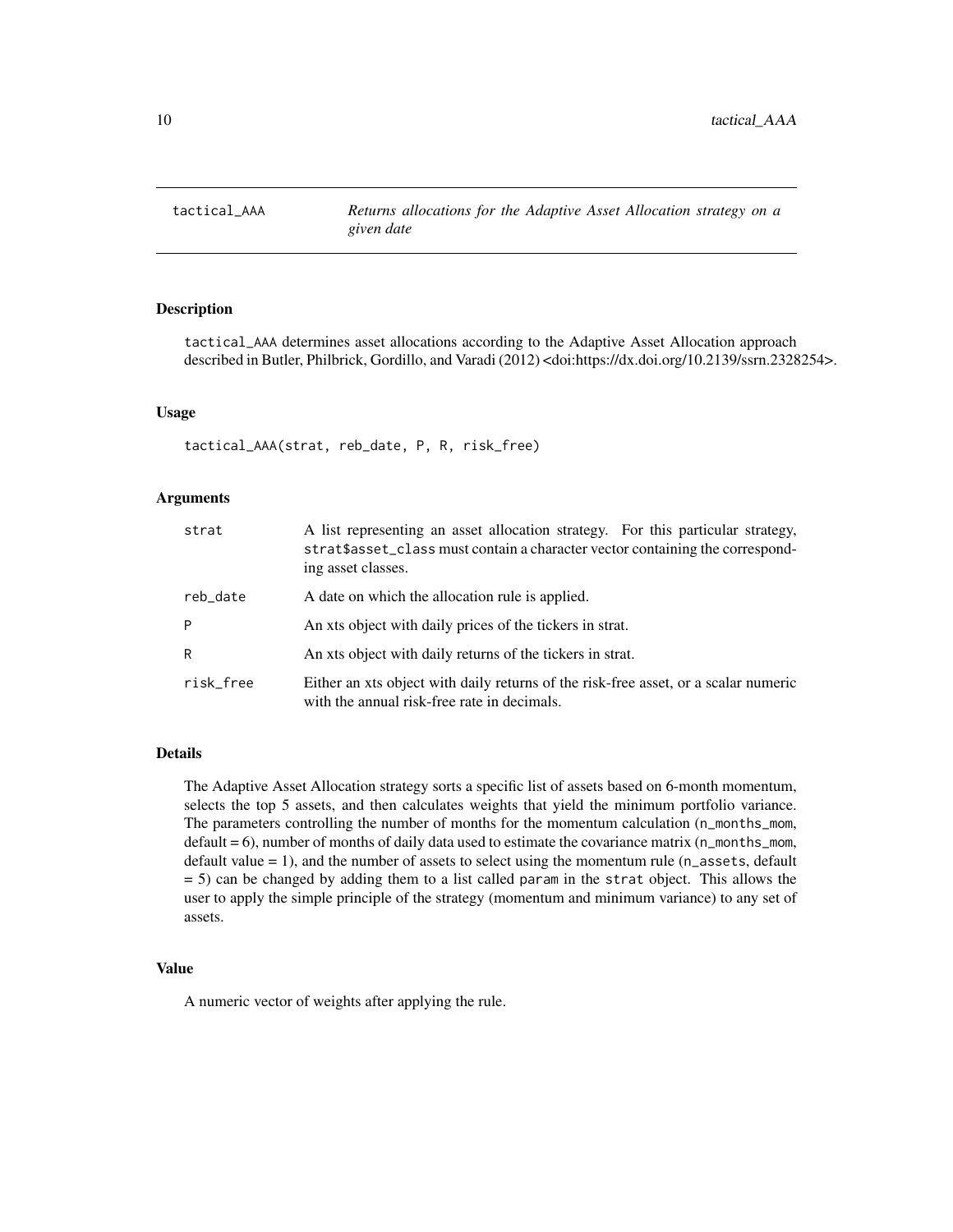# tactical_AAA

*Returns allocations for the Adaptive Asset Allocation strategy on a given date*

## Description

tactical_AAA determines asset allocations according to the Adaptive Asset Allocation approach described in Butler, Philbrick, Gordillo, and Varadi (2012) <doi:https://dx.doi.org/10.2139/ssrn.2328254>.

## Usage

```
tactical_AAA(strat, reb_date, P, R, risk_free)
```

## Arguments

| | |
|---|---|
| strat | A list representing an asset allocation strategy. For this particular strategy, strat$asset_class must contain a character vector containing the corresponding asset classes. |
| reb_date | A date on which the allocation rule is applied. |
| P | An xts object with daily prices of the tickers in strat. |
| R | An xts object with daily returns of the tickers in strat. |
| risk_free | Either an xts object with daily returns of the risk-free asset, or a scalar numeric with the annual risk-free rate in decimals. |

## Details

The Adaptive Asset Allocation strategy sorts a specific list of assets based on 6-month momentum, selects the top 5 assets, and then calculates weights that yield the minimum portfolio variance. The parameters controlling the number of months for the momentum calculation (n_months_mom, default = 6), number of months of daily data used to estimate the covariance matrix (n_months_mom, default value = 1), and the number of assets to select using the momentum rule (n_assets, default = 5) can be changed by adding them to a list called param in the strat object. This allows the user to apply the simple principle of the strategy (momentum and minimum variance) to any set of assets.

## Value

A numeric vector of weights after applying the rule.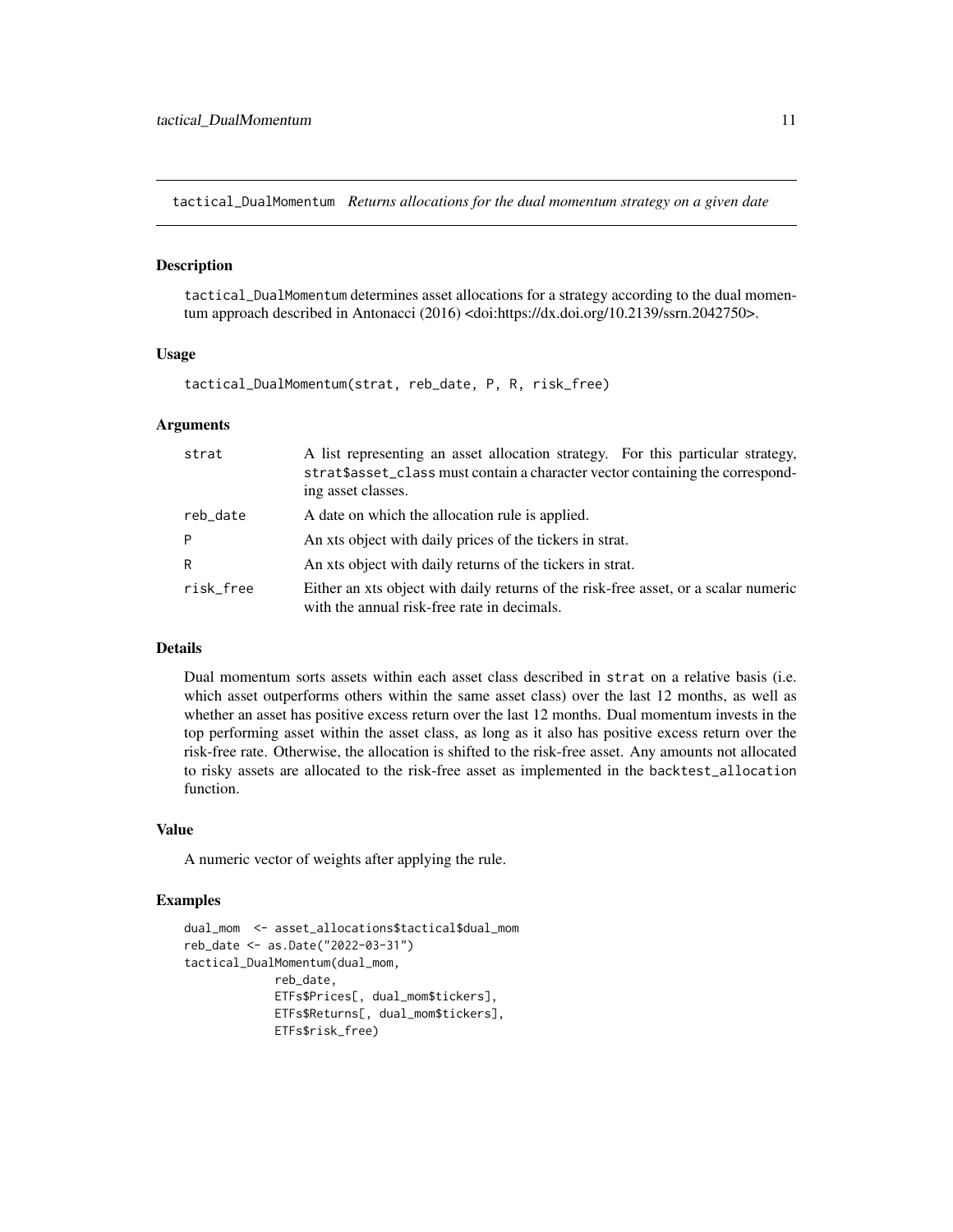tactical_DualMomentum *Returns allocations for the dual momentum strategy on a given date*

## Description

tactical_DualMomentum determines asset allocations for a strategy according to the dual momentum approach described in Antonacci (2016) <doi:https://dx.doi.org/10.2139/ssrn.2042750>.

## Usage

```
tactical_DualMomentum(strat, reb_date, P, R, risk_free)
```

## Arguments

| | |
|---|---|
| strat | A list representing an asset allocation strategy. For this particular strategy, strat$asset_class must contain a character vector containing the corresponding asset classes. |
| reb_date | A date on which the allocation rule is applied. |
| P | An xts object with daily prices of the tickers in strat. |
| R | An xts object with daily returns of the tickers in strat. |
| risk_free | Either an xts object with daily returns of the risk-free asset, or a scalar numeric with the annual risk-free rate in decimals. |

## Details

Dual momentum sorts assets within each asset class described in strat on a relative basis (i.e. which asset outperforms others within the same asset class) over the last 12 months, as well as whether an asset has positive excess return over the last 12 months. Dual momentum invests in the top performing asset within the asset class, as long as it also has positive excess return over the risk-free rate. Otherwise, the allocation is shifted to the risk-free asset. Any amounts not allocated to risky assets are allocated to the risk-free asset as implemented in the backtest_allocation function.

## Value

A numeric vector of weights after applying the rule.

## Examples

```
dual_mom  <- asset_allocations$tactical$dual_mom
reb_date <- as.Date("2022-03-31")
tactical_DualMomentum(dual_mom,
            reb_date,
            ETFs$Prices[, dual_mom$tickers],
            ETFs$Returns[, dual_mom$tickers],
            ETFs$risk_free)
```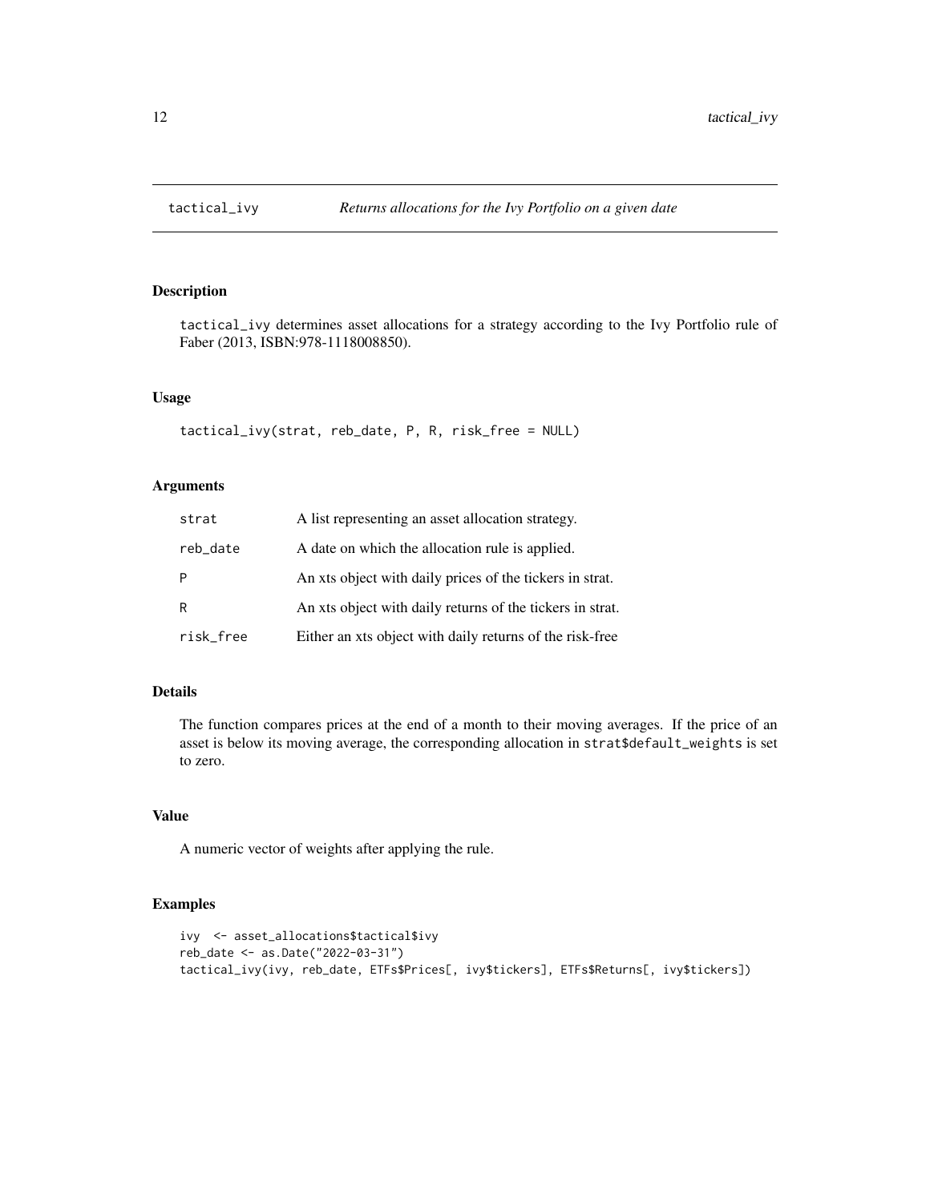## tactical_ivy — *Returns allocations for the Ivy Portfolio on a given date*

### Description

tactical_ivy determines asset allocations for a strategy according to the Ivy Portfolio rule of Faber (2013, ISBN:978-1118008850).

### Usage

```
tactical_ivy(strat, reb_date, P, R, risk_free = NULL)
```

### Arguments

| | |
|---|---|
| strat | A list representing an asset allocation strategy. |
| reb_date | A date on which the allocation rule is applied. |
| P | An xts object with daily prices of the tickers in strat. |
| R | An xts object with daily returns of the tickers in strat. |
| risk_free | Either an xts object with daily returns of the risk-free |

### Details

The function compares prices at the end of a month to their moving averages. If the price of an asset is below its moving average, the corresponding allocation in `strat$default_weights` is set to zero.

### Value

A numeric vector of weights after applying the rule.

### Examples

```
ivy  <- asset_allocations$tactical$ivy
reb_date <- as.Date("2022-03-31")
tactical_ivy(ivy, reb_date, ETFs$Prices[, ivy$tickers], ETFs$Returns[, ivy$tickers])
```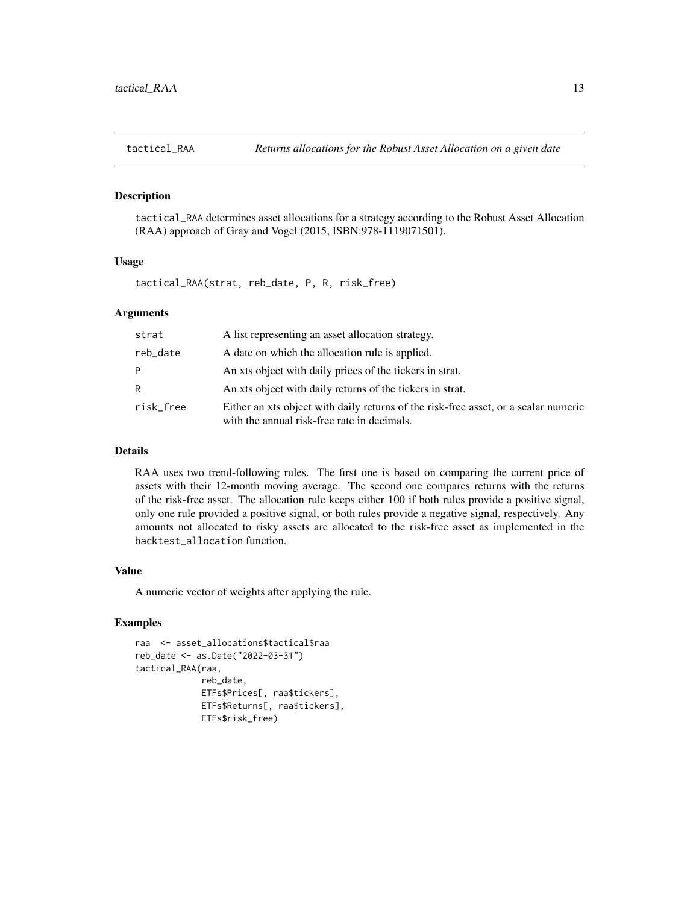# tactical_RAA — *Returns allocations for the Robust Asset Allocation on a given date*

## Description

tactical_RAA determines asset allocations for a strategy according to the Robust Asset Allocation (RAA) approach of Gray and Vogel (2015, ISBN:978-1119071501).

## Usage

```
tactical_RAA(strat, reb_date, P, R, risk_free)
```

## Arguments

| | |
|---|---|
| strat | A list representing an asset allocation strategy. |
| reb_date | A date on which the allocation rule is applied. |
| P | An xts object with daily prices of the tickers in strat. |
| R | An xts object with daily returns of the tickers in strat. |
| risk_free | Either an xts object with daily returns of the risk-free asset, or a scalar numeric with the annual risk-free rate in decimals. |

## Details

RAA uses two trend-following rules. The first one is based on comparing the current price of assets with their 12-month moving average. The second one compares returns with the returns of the risk-free asset. The allocation rule keeps either 100 if both rules provide a positive signal, only one rule provided a positive signal, or both rules provide a negative signal, respectively. Any amounts not allocated to risky assets are allocated to the risk-free asset as implemented in the backtest_allocation function.

## Value

A numeric vector of weights after applying the rule.

## Examples

```
raa  <- asset_allocations$tactical$raa
reb_date <- as.Date("2022-03-31")
tactical_RAA(raa,
             reb_date,
             ETFs$Prices[, raa$tickers],
             ETFs$Returns[, raa$tickers],
             ETFs$risk_free)
```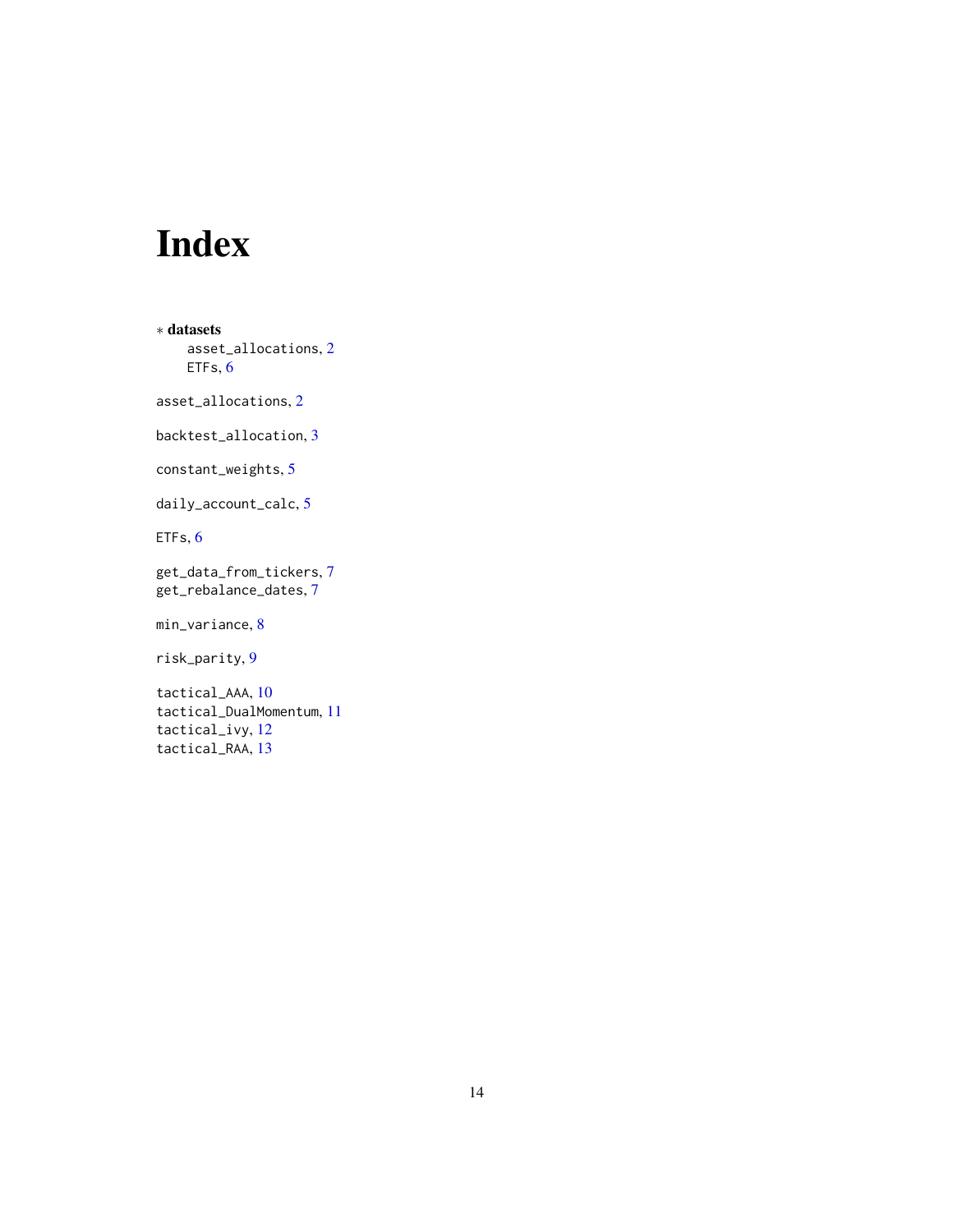# Index

∗ **datasets**
    asset_allocations, 2
    ETFs, 6

asset_allocations, 2

backtest_allocation, 3

constant_weights, 5

daily_account_calc, 5

ETFs, 6

get_data_from_tickers, 7
get_rebalance_dates, 7

min_variance, 8

risk_parity, 9

tactical_AAA, 10
tactical_DualMomentum, 11
tactical_ivy, 12
tactical_RAA, 13